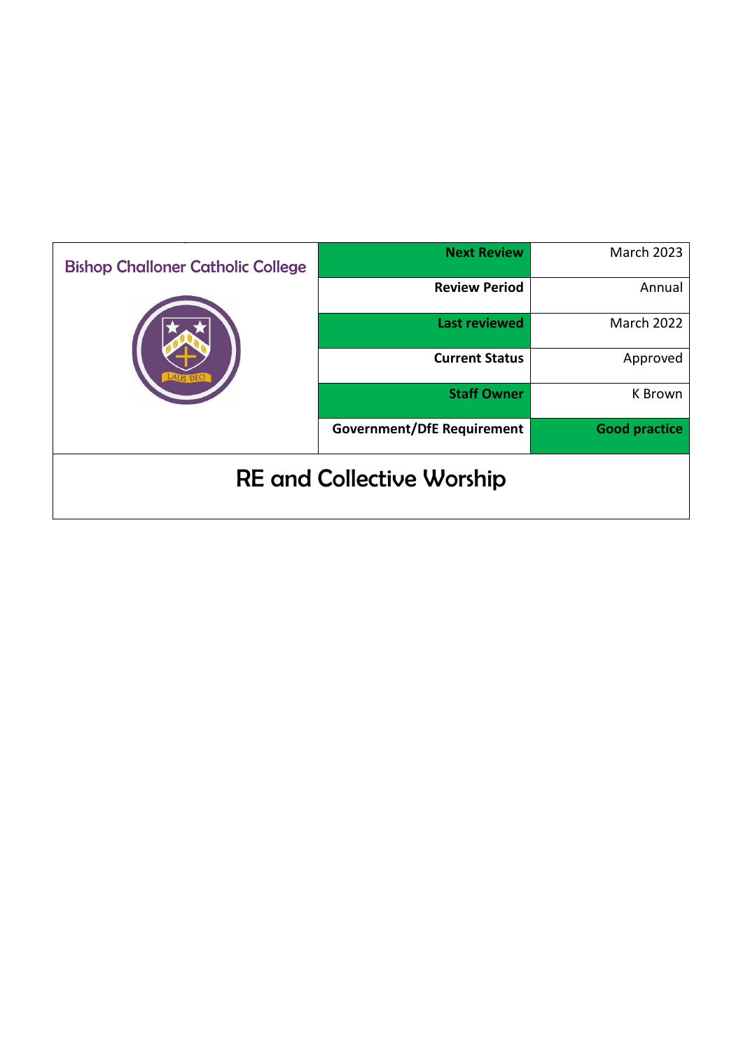| Bishop Challoner Catholic College | Next Review | March 2023 |
|---|---|---|
| | Review Period | Annual |
| | Last reviewed | March 2022 |
| | Current Status | Approved |
| | Staff Owner | K Brown |
| | Government/DfE Requirement | Good practice |

# RE and Collective Worship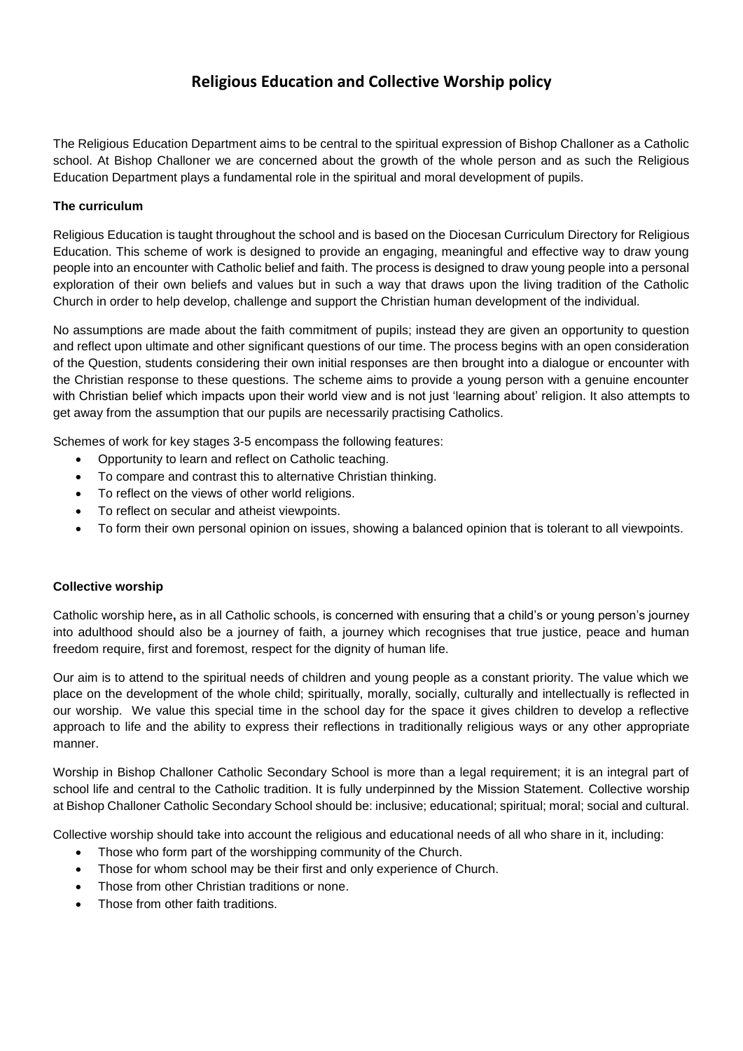# Religious Education and Collective Worship policy

The Religious Education Department aims to be central to the spiritual expression of Bishop Challoner as a Catholic school. At Bishop Challoner we are concerned about the growth of the whole person and as such the Religious Education Department plays a fundamental role in the spiritual and moral development of pupils.

**The curriculum**

Religious Education is taught throughout the school and is based on the Diocesan Curriculum Directory for Religious Education. This scheme of work is designed to provide an engaging, meaningful and effective way to draw young people into an encounter with Catholic belief and faith. The process is designed to draw young people into a personal exploration of their own beliefs and values but in such a way that draws upon the living tradition of the Catholic Church in order to help develop, challenge and support the Christian human development of the individual.

No assumptions are made about the faith commitment of pupils; instead they are given an opportunity to question and reflect upon ultimate and other significant questions of our time. The process begins with an open consideration of the Question, students considering their own initial responses are then brought into a dialogue or encounter with the Christian response to these questions. The scheme aims to provide a young person with a genuine encounter with Christian belief which impacts upon their world view and is not just 'learning about' religion. It also attempts to get away from the assumption that our pupils are necessarily practising Catholics.

Schemes of work for key stages 3-5 encompass the following features:

- Opportunity to learn and reflect on Catholic teaching.
- To compare and contrast this to alternative Christian thinking.
- To reflect on the views of other world religions.
- To reflect on secular and atheist viewpoints.
- To form their own personal opinion on issues, showing a balanced opinion that is tolerant to all viewpoints.

**Collective worship**

Catholic worship here**,** as in all Catholic schools, is concerned with ensuring that a child's or young person's journey into adulthood should also be a journey of faith, a journey which recognises that true justice, peace and human freedom require, first and foremost, respect for the dignity of human life.

Our aim is to attend to the spiritual needs of children and young people as a constant priority. The value which we place on the development of the whole child; spiritually, morally, socially, culturally and intellectually is reflected in our worship. We value this special time in the school day for the space it gives children to develop a reflective approach to life and the ability to express their reflections in traditionally religious ways or any other appropriate manner.

Worship in Bishop Challoner Catholic Secondary School is more than a legal requirement; it is an integral part of school life and central to the Catholic tradition. It is fully underpinned by the Mission Statement. Collective worship at Bishop Challoner Catholic Secondary School should be: inclusive; educational; spiritual; moral; social and cultural.

Collective worship should take into account the religious and educational needs of all who share in it, including:

- Those who form part of the worshipping community of the Church.
- Those for whom school may be their first and only experience of Church.
- Those from other Christian traditions or none.
- Those from other faith traditions.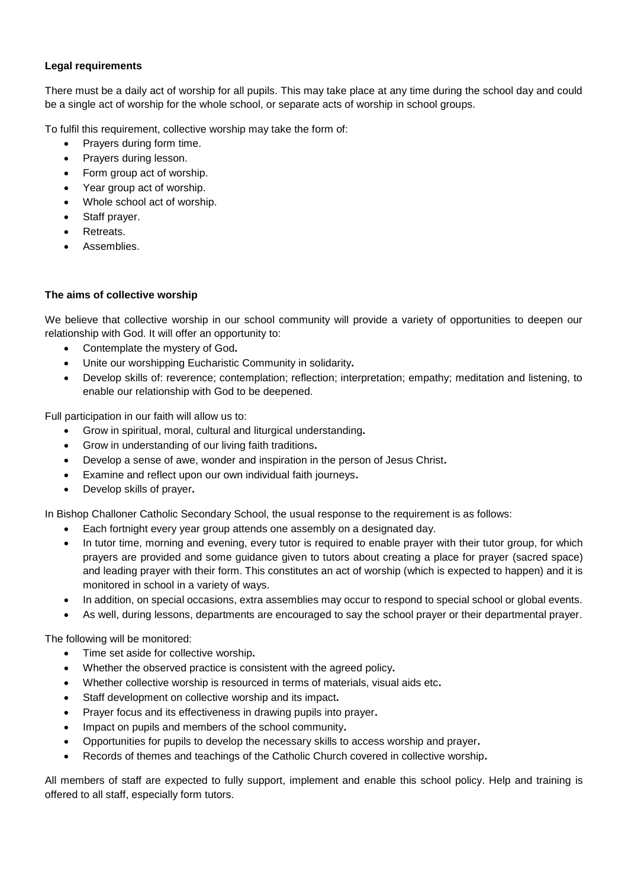**Legal requirements**

There must be a daily act of worship for all pupils. This may take place at any time during the school day and could be a single act of worship for the whole school, or separate acts of worship in school groups.

To fulfil this requirement, collective worship may take the form of:

- Prayers during form time.
- Prayers during lesson.
- Form group act of worship.
- Year group act of worship.
- Whole school act of worship.
- Staff prayer.
- Retreats.
- Assemblies.

**The aims of collective worship**

We believe that collective worship in our school community will provide a variety of opportunities to deepen our relationship with God. It will offer an opportunity to:

- Contemplate the mystery of God**.**
- Unite our worshipping Eucharistic Community in solidarity**.**
- Develop skills of: reverence; contemplation; reflection; interpretation; empathy; meditation and listening, to enable our relationship with God to be deepened.

Full participation in our faith will allow us to:

- Grow in spiritual, moral, cultural and liturgical understanding**.**
- Grow in understanding of our living faith traditions**.**
- Develop a sense of awe, wonder and inspiration in the person of Jesus Christ**.**
- Examine and reflect upon our own individual faith journeys**.**
- Develop skills of prayer**.**

In Bishop Challoner Catholic Secondary School, the usual response to the requirement is as follows:

- Each fortnight every year group attends one assembly on a designated day.
- In tutor time, morning and evening, every tutor is required to enable prayer with their tutor group, for which prayers are provided and some guidance given to tutors about creating a place for prayer (sacred space) and leading prayer with their form. This constitutes an act of worship (which is expected to happen) and it is monitored in school in a variety of ways.
- In addition, on special occasions, extra assemblies may occur to respond to special school or global events.
- As well, during lessons, departments are encouraged to say the school prayer or their departmental prayer.

The following will be monitored:

- Time set aside for collective worship**.**
- Whether the observed practice is consistent with the agreed policy**.**
- Whether collective worship is resourced in terms of materials, visual aids etc**.**
- Staff development on collective worship and its impact**.**
- Prayer focus and its effectiveness in drawing pupils into prayer**.**
- Impact on pupils and members of the school community**.**
- Opportunities for pupils to develop the necessary skills to access worship and prayer**.**
- Records of themes and teachings of the Catholic Church covered in collective worship**.**

All members of staff are expected to fully support, implement and enable this school policy. Help and training is offered to all staff, especially form tutors.